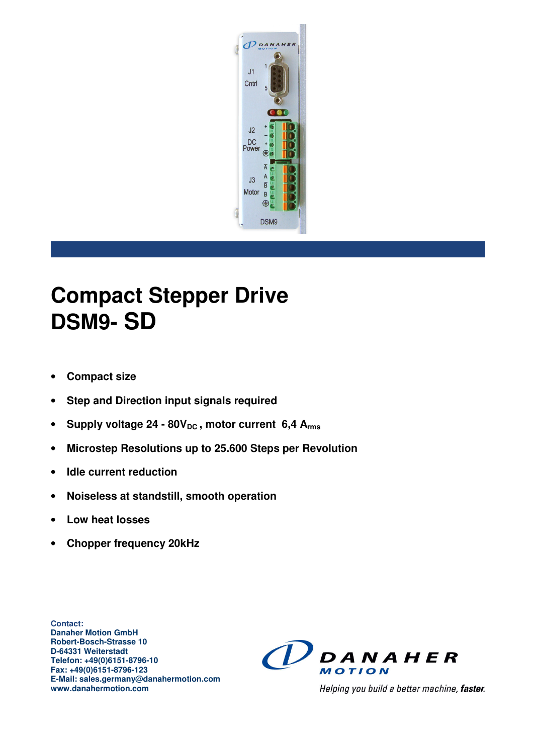# Compact Stepper Drive DSM9- SD

- **Compact size**
- **Step and Direction input signals required**
- **Supply voltage 24 - 80$V_{DC}$ , motor current 6,4 $A_{rms}$**
- **Microstep Resolutions up to 25.600 Steps per Revolution**
- **Idle current reduction**
- **Noiseless at standstill, smooth operation**
- **Low heat losses**
- **Chopper frequency 20kHz**

**Contact:**
**Danaher Motion GmbH**
**Robert-Bosch-Strasse 10**
**D-64331 Weiterstadt**
**Telefon: +49(0)6151-8796-10**
**Fax: +49(0)6151-8796-123**
**E-Mail: sales.germany@danahermotion.com**
**www.danahermotion.com**

DANAHER MOTION

*Helping you build a better machine, **faster**.*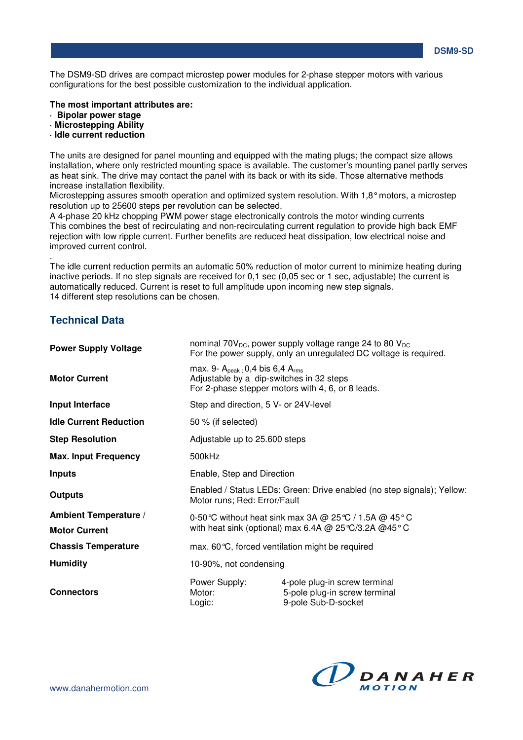The DSM9-SD drives are compact microstep power modules for 2-phase stepper motors with various configurations for the best possible customization to the individual application.

**The most important attributes are:**
- **Bipolar power stage**
- **Microstepping Ability**
- **Idle current reduction**

The units are designed for panel mounting and equipped with the mating plugs; the compact size allows installation, where only restricted mounting space is available. The customer's mounting panel partly serves as heat sink. The drive may contact the panel with its back or with its side. Those alternative methods increase installation flexibility.
Microstepping assures smooth operation and optimized system resolution. With 1,8° motors, a microstep resolution up to 25600 steps per revolution can be selected.
A 4-phase 20 kHz chopping PWM power stage electronically controls the motor winding currents
This combines the best of recirculating and non-recirculating current regulation to provide high back EMF rejection with low ripple current. Further benefits are reduced heat dissipation, low electrical noise and improved current control.
.
The idle current reduction permits an automatic 50% reduction of motor current to minimize heating during inactive periods. If no step signals are received for 0,1 sec (0,05 sec or 1 sec, adjustable) the current is automatically reduced. Current is reset to full amplitude upon incoming new step signals.
14 different step resolutions can be chosen.

## Technical Data

| | |
|---|---|
| **Power Supply Voltage** | nominal $70V_{DC}$, power supply voltage range 24 to 80 $V_{DC}$<br>For the power supply, only an unregulated DC voltage is required. |
| **Motor Current** | max. 9- $A_{peak}$; 0,4 bis 6,4 $A_{rms}$<br>Adjustable by a dip-switches in 32 steps<br>For 2-phase stepper motors with 4, 6, or 8 leads. |
| **Input Interface** | Step and direction, 5 V- or 24V-level |
| **Idle Current Reduction** | 50 % (if selected) |
| **Step Resolution** | Adjustable up to 25.600 steps |
| **Max. Input Frequency** | 500kHz |
| **Inputs** | Enable, Step and Direction |
| **Outputs** | Enabled / Status LEDs: Green: Drive enabled (no step signals); Yellow: Motor runs; Red: Error/Fault |
| **Ambient Temperature / Motor Current** | 0-50°C without heat sink max 3A @ 25°C / 1.5A @ 45° C<br>with heat sink (optional) max 6.4A @ 25°C/3.2A @45° C |
| **Chassis Temperature** | max. 60°C, forced ventilation might be required |
| **Humidity** | 10-90%, not condensing |
| **Connectors** | Power Supply: 4-pole plug-in screw terminal<br>Motor: 5-pole plug-in screw terminal<br>Logic: 9-pole Sub-D-socket |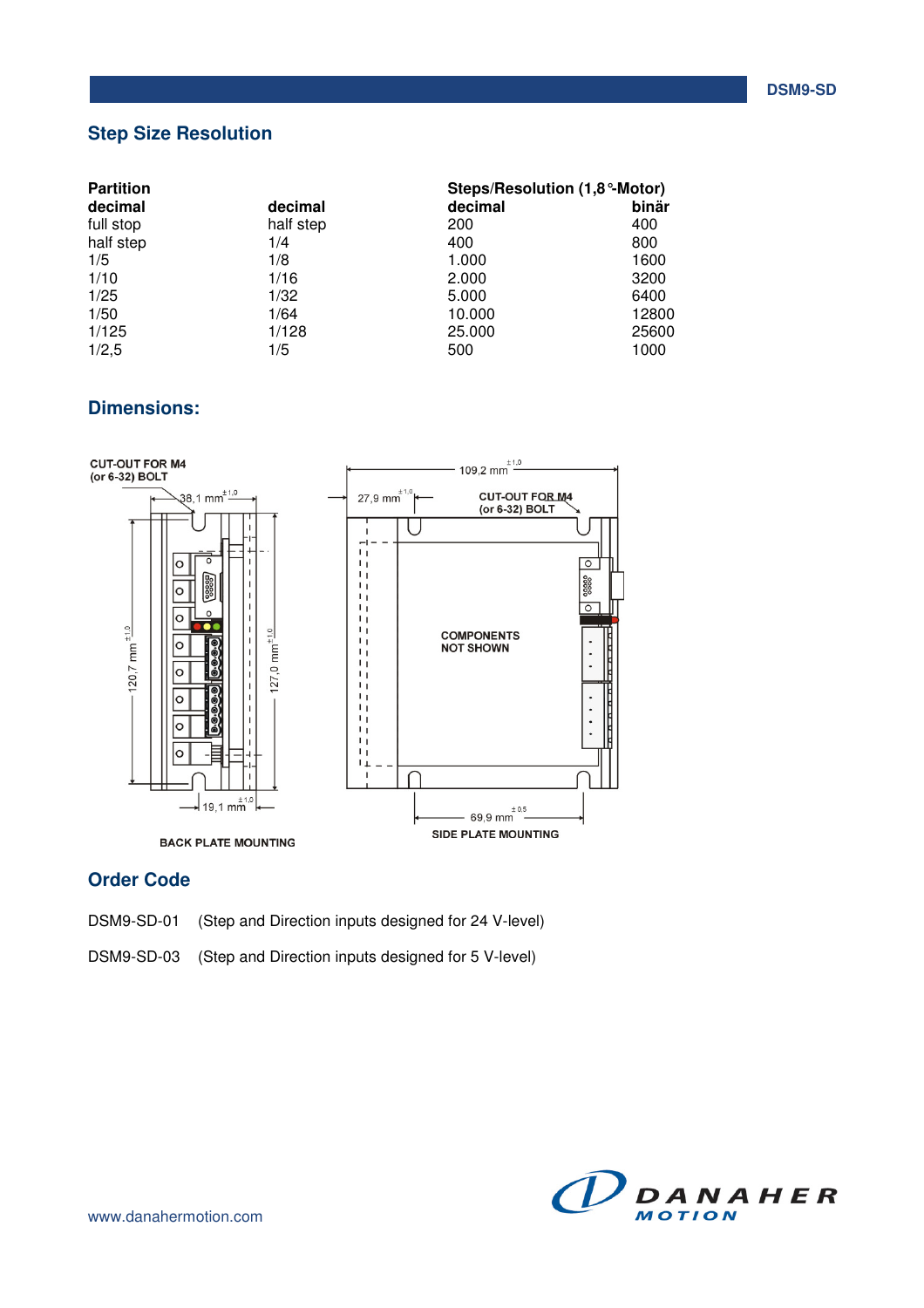## Step Size Resolution

| Partition | | Steps/Resolution (1,8°-Motor) | |
|---|---|---|---|
| **decimal** | **decimal** | **decimal** | **binär** |
| full stop | half step | 200 | 400 |
| half step | 1/4 | 400 | 800 |
| 1/5 | 1/8 | 1.000 | 1600 |
| 1/10 | 1/16 | 2.000 | 3200 |
| 1/25 | 1/32 | 5.000 | 6400 |
| 1/50 | 1/64 | 10.000 | 12800 |
| 1/125 | 1/128 | 25.000 | 25600 |
| 1/2,5 | 1/5 | 500 | 1000 |

## Dimensions:

CUT-OUT FOR M4 (or 6-32) BOLT

38,1 mm $^{\pm 1,0}$

120,7 mm $^{\pm 1,0}$

127,0 mm $^{\pm 1,0}$

19,1 mm $^{\pm 1,0}$

BACK PLATE MOUNTING

109,2 mm $^{\pm 1,0}$

27,9 mm $^{\pm 1,0}$

CUT-OUT FOR M4 (or 6-32) BOLT

COMPONENTS NOT SHOWN

69,9 mm $^{\pm 0,5}$

SIDE PLATE MOUNTING

## Order Code

DSM9-SD-01 (Step and Direction inputs designed for 24 V-level)

DSM9-SD-03 (Step and Direction inputs designed for 5 V-level)